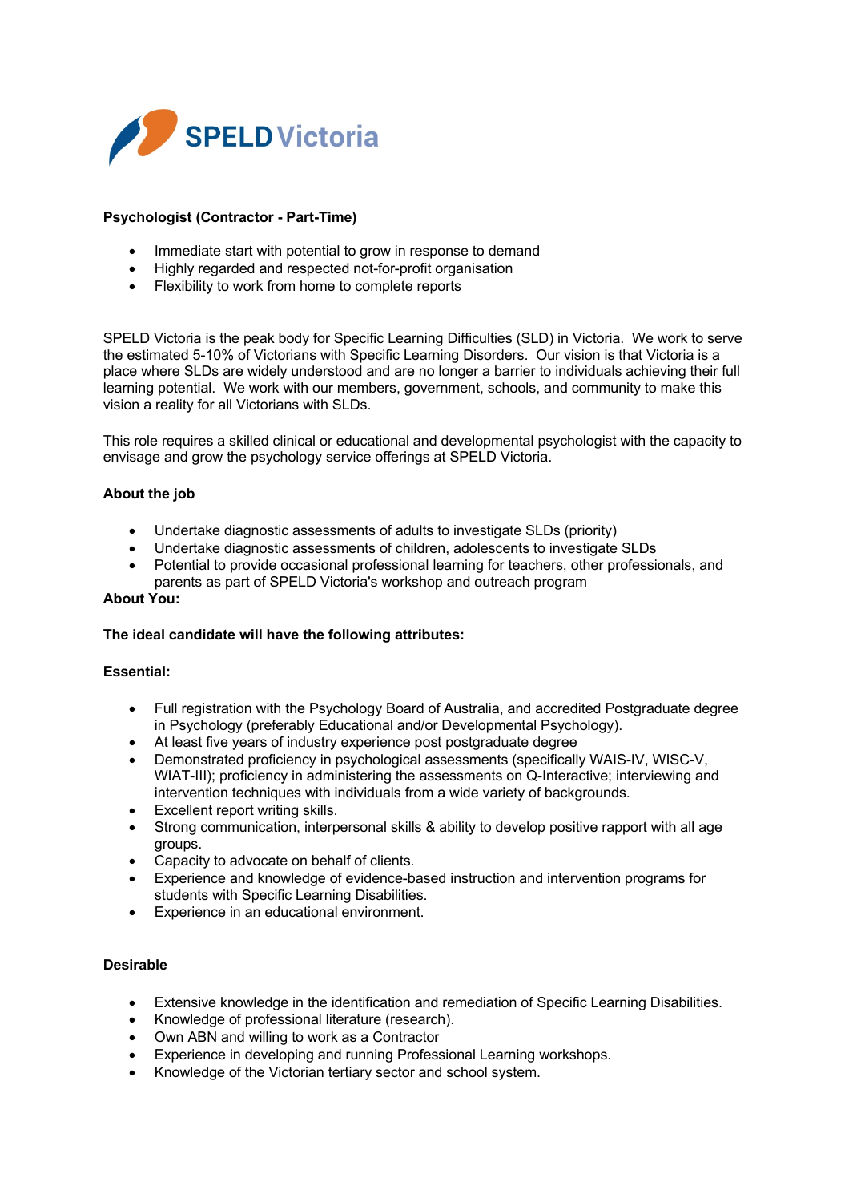SPELD Victoria

**Psychologist (Contractor - Part-Time)**

- Immediate start with potential to grow in response to demand
- Highly regarded and respected not-for-profit organisation
- Flexibility to work from home to complete reports

SPELD Victoria is the peak body for Specific Learning Difficulties (SLD) in Victoria. We work to serve the estimated 5-10% of Victorians with Specific Learning Disorders. Our vision is that Victoria is a place where SLDs are widely understood and are no longer a barrier to individuals achieving their full learning potential. We work with our members, government, schools, and community to make this vision a reality for all Victorians with SLDs.

This role requires a skilled clinical or educational and developmental psychologist with the capacity to envisage and grow the psychology service offerings at SPELD Victoria.

**About the job**

- Undertake diagnostic assessments of adults to investigate SLDs (priority)
- Undertake diagnostic assessments of children, adolescents to investigate SLDs
- Potential to provide occasional professional learning for teachers, other professionals, and parents as part of SPELD Victoria's workshop and outreach program

**About You:**

**The ideal candidate will have the following attributes:**

**Essential:**

- Full registration with the Psychology Board of Australia, and accredited Postgraduate degree in Psychology (preferably Educational and/or Developmental Psychology).
- At least five years of industry experience post postgraduate degree
- Demonstrated proficiency in psychological assessments (specifically WAIS-IV, WISC-V, WIAT-III); proficiency in administering the assessments on Q-Interactive; interviewing and intervention techniques with individuals from a wide variety of backgrounds.
- Excellent report writing skills.
- Strong communication, interpersonal skills & ability to develop positive rapport with all age groups.
- Capacity to advocate on behalf of clients.
- Experience and knowledge of evidence-based instruction and intervention programs for students with Specific Learning Disabilities.
- Experience in an educational environment.

**Desirable**

- Extensive knowledge in the identification and remediation of Specific Learning Disabilities.
- Knowledge of professional literature (research).
- Own ABN and willing to work as a Contractor
- Experience in developing and running Professional Learning workshops.
- Knowledge of the Victorian tertiary sector and school system.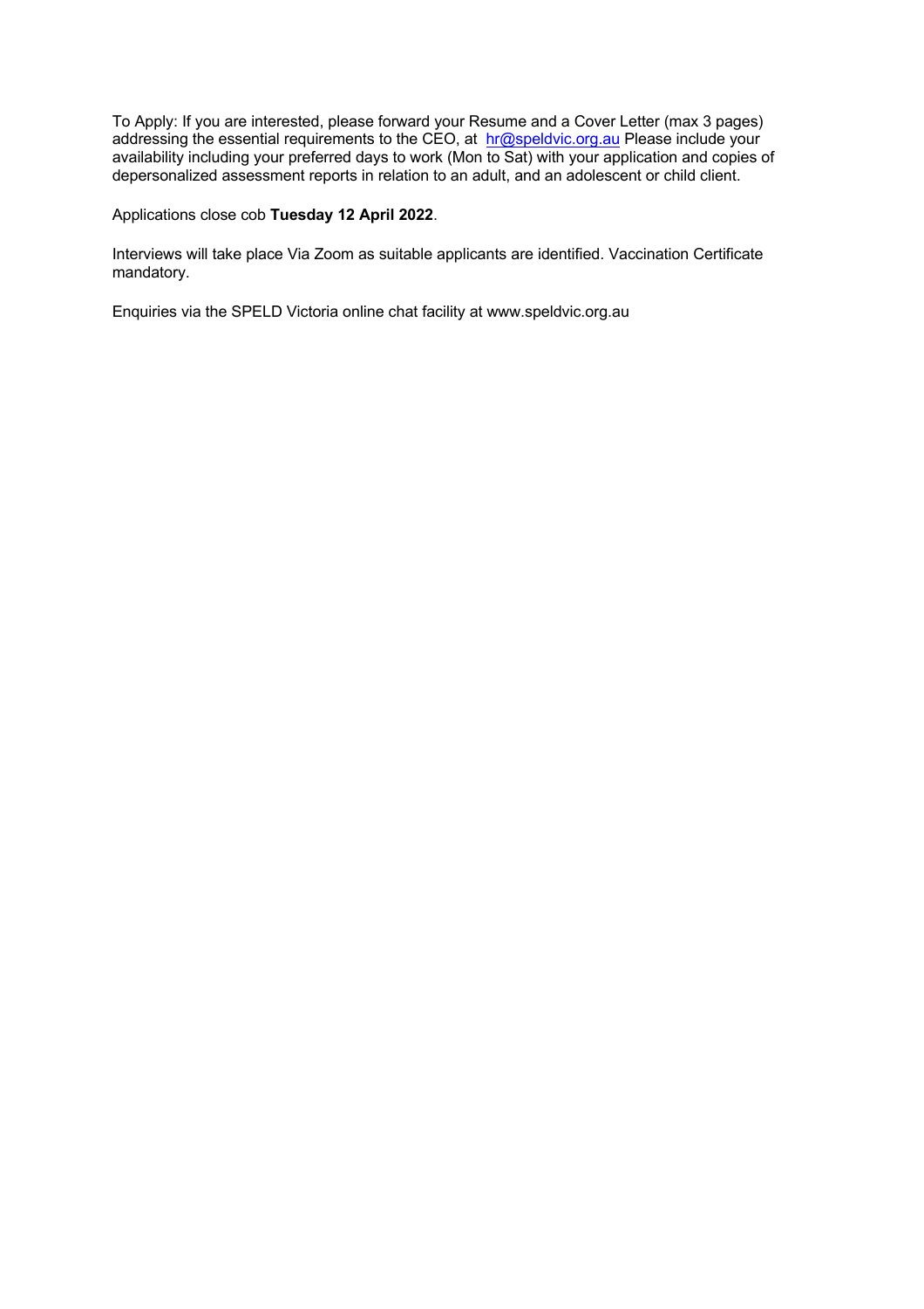To Apply: If you are interested, please forward your Resume and a Cover Letter (max 3 pages) addressing the essential requirements to the CEO, at hr@speldvic.org.au Please include your availability including your preferred days to work (Mon to Sat) with your application and copies of depersonalized assessment reports in relation to an adult, and an adolescent or child client.

Applications close cob **Tuesday 12 April 2022**.

Interviews will take place Via Zoom as suitable applicants are identified. Vaccination Certificate mandatory.

Enquiries via the SPELD Victoria online chat facility at www.speldvic.org.au